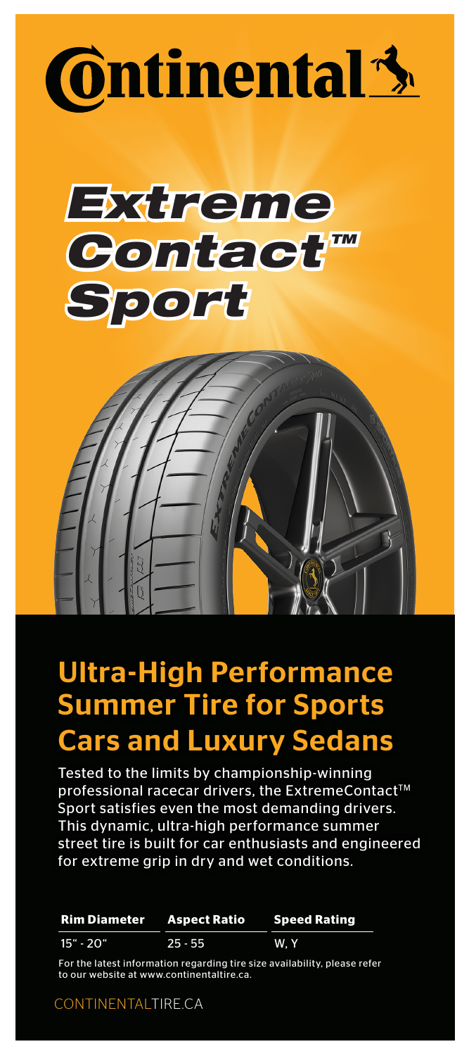# Continental

# ExtremeContact™ Sport

## Ultra-High Performance Summer Tire for Sports Cars and Luxury Sedans

Tested to the limits by championship-winning professional racecar drivers, the ExtremeContact™ Sport satisfies even the most demanding drivers. This dynamic, ultra-high performance summer street tire is built for car enthusiasts and engineered for extreme grip in dry and wet conditions.

| Rim Diameter | Aspect Ratio | Speed Rating |
| --- | --- | --- |
| 15" - 20" | 25 - 55 | W, Y |

For the latest information regarding tire size availability, please refer to our website at www.continentaltire.ca.

CONTINENTALTIRE.CA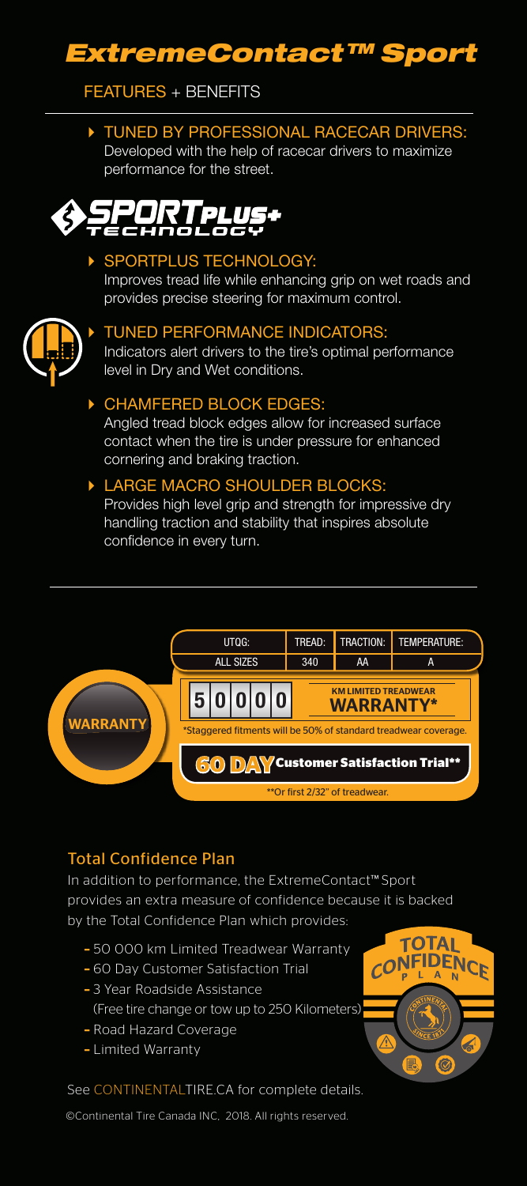# ExtremeContact™ Sport

## FEATURES + BENEFITS

- **TUNED BY PROFESSIONAL RACECAR DRIVERS:** Developed with the help of racecar drivers to maximize performance for the street.

SPORTPLUS+ TECHNOLOGY

- **SPORTPLUS TECHNOLOGY:** Improves tread life while enhancing grip on wet roads and provides precise steering for maximum control.
- **TUNED PERFORMANCE INDICATORS:** Indicators alert drivers to the tire's optimal performance level in Dry and Wet conditions.
- **CHAMFERED BLOCK EDGES:** Angled tread block edges allow for increased surface contact when the tire is under pressure for enhanced cornering and braking traction.
- **LARGE MACRO SHOULDER BLOCKS:** Provides high level grip and strength for impressive dry handling traction and stability that inspires absolute confidence in every turn.

| UTQG: | TREAD: | TRACTION: | TEMPERATURE: |
|---|---|---|---|
| ALL SIZES | 340 | AA | A |

**WARRANTY**

**50000 KM LIMITED TREADWEAR WARRANTY***

*Staggered fitments will be 50% of standard treadwear coverage.

**60 DAY Customer Satisfaction Trial****

**Or first 2/32" of treadwear.

## Total Confidence Plan

In addition to performance, the ExtremeContact™ Sport provides an extra measure of confidence because it is backed by the Total Confidence Plan which provides:

- 50 000 km Limited Treadwear Warranty
- 60 Day Customer Satisfaction Trial
- 3 Year Roadside Assistance (Free tire change or tow up to 250 Kilometers)
- Road Hazard Coverage
- Limited Warranty

TOTAL CONFIDENCE PLAN

See CONTINENTALTIRE.CA for complete details.

©Continental Tire Canada INC, 2018. All rights reserved.